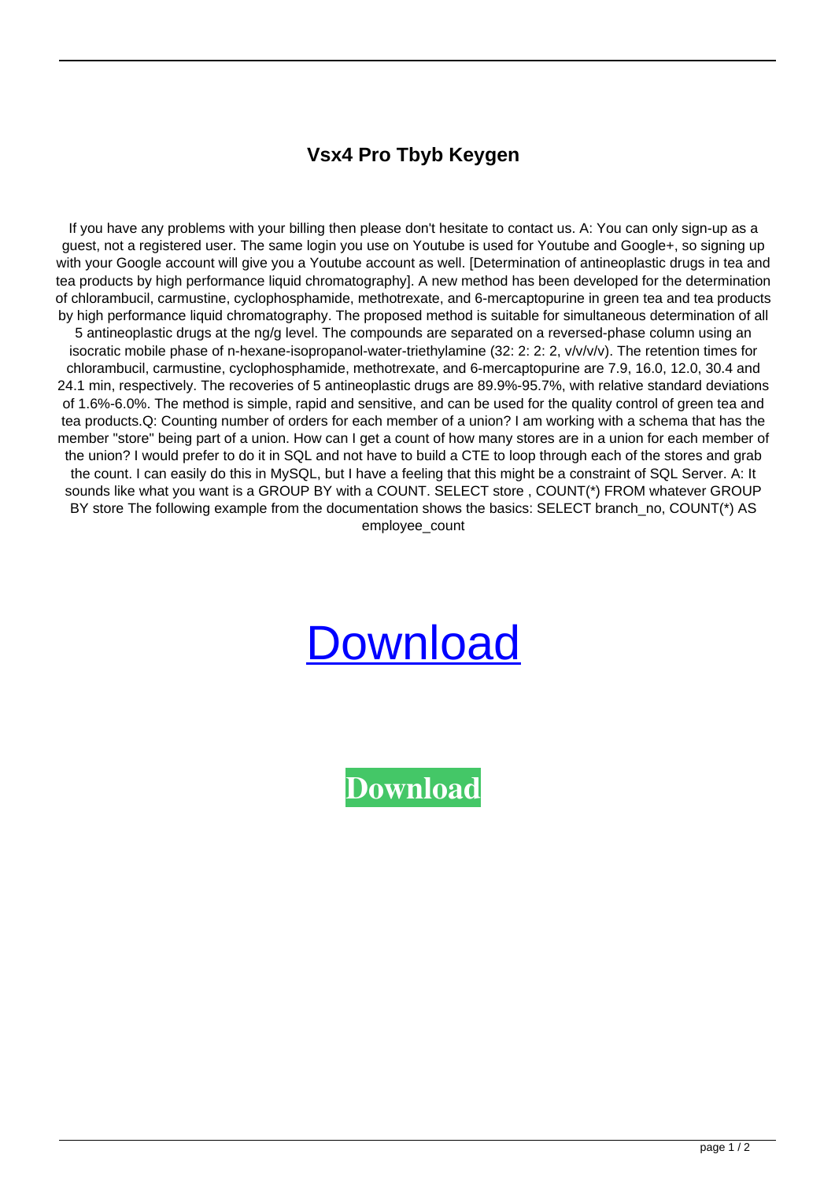# Vsx4 Pro Tbyb Keygen

If you have any problems with your billing then please don't hesitate to contact us. A: You can only sign-up as a guest, not a registered user. The same login you use on Youtube is used for Youtube and Google+, so signing up with your Google account will give you a Youtube account as well. [Determination of antineoplastic drugs in tea and tea products by high performance liquid chromatography]. A new method has been developed for the determination of chlorambucil, carmustine, cyclophosphamide, methotrexate, and 6-mercaptopurine in green tea and tea products by high performance liquid chromatography. The proposed method is suitable for simultaneous determination of all 5 antineoplastic drugs at the ng/g level. The compounds are separated on a reversed-phase column using an isocratic mobile phase of n-hexane-isopropanol-water-triethylamine (32: 2: 2: 2, v/v/v/v). The retention times for chlorambucil, carmustine, cyclophosphamide, methotrexate, and 6-mercaptopurine are 7.9, 16.0, 12.0, 30.4 and 24.1 min, respectively. The recoveries of 5 antineoplastic drugs are 89.9%-95.7%, with relative standard deviations of 1.6%-6.0%. The method is simple, rapid and sensitive, and can be used for the quality control of green tea and tea products.Q: Counting number of orders for each member of a union? I am working with a schema that has the member "store" being part of a union. How can I get a count of how many stores are in a union for each member of the union? I would prefer to do it in SQL and not have to build a CTE to loop through each of the stores and grab the count. I can easily do this in MySQL, but I have a feeling that this might be a constraint of SQL Server. A: It sounds like what you want is a GROUP BY with a COUNT. SELECT store , COUNT(*) FROM whatever GROUP BY store The following example from the documentation shows the basics: SELECT branch_no, COUNT(*) AS employee_count

Download

**Download**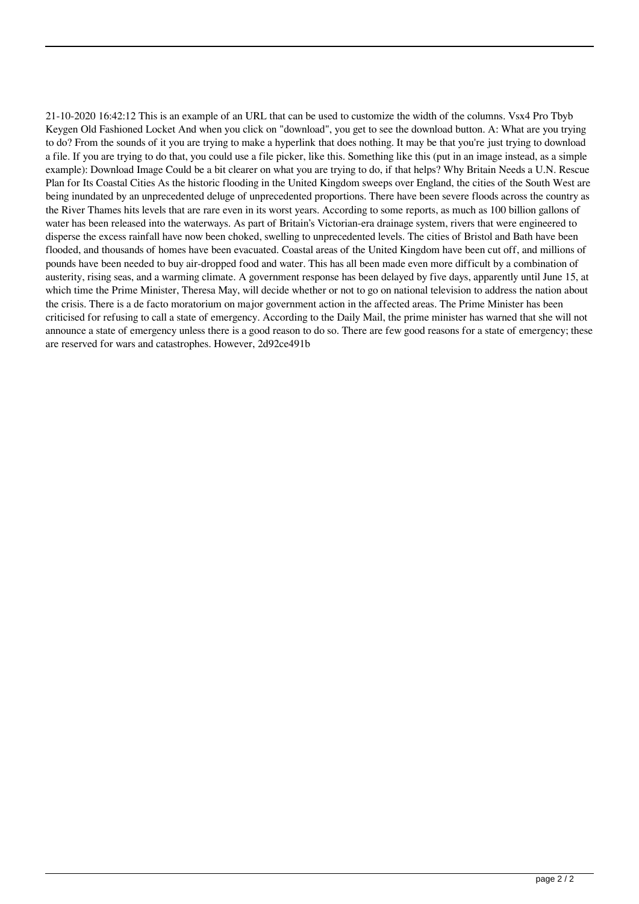21-10-2020 16:42:12 This is an example of an URL that can be used to customize the width of the columns. Vsx4 Pro Tbyb Keygen Old Fashioned Locket And when you click on "download", you get to see the download button. A: What are you trying to do? From the sounds of it you are trying to make a hyperlink that does nothing. It may be that you're just trying to download a file. If you are trying to do that, you could use a file picker, like this. Something like this (put in an image instead, as a simple example): Download Image Could be a bit clearer on what you are trying to do, if that helps? Why Britain Needs a U.N. Rescue Plan for Its Coastal Cities As the historic flooding in the United Kingdom sweeps over England, the cities of the South West are being inundated by an unprecedented deluge of unprecedented proportions. There have been severe floods across the country as the River Thames hits levels that are rare even in its worst years. According to some reports, as much as 100 billion gallons of water has been released into the waterways. As part of Britain's Victorian-era drainage system, rivers that were engineered to disperse the excess rainfall have now been choked, swelling to unprecedented levels. The cities of Bristol and Bath have been flooded, and thousands of homes have been evacuated. Coastal areas of the United Kingdom have been cut off, and millions of pounds have been needed to buy air-dropped food and water. This has all been made even more difficult by a combination of austerity, rising seas, and a warming climate. A government response has been delayed by five days, apparently until June 15, at which time the Prime Minister, Theresa May, will decide whether or not to go on national television to address the nation about the crisis. There is a de facto moratorium on major government action in the affected areas. The Prime Minister has been criticised for refusing to call a state of emergency. According to the Daily Mail, the prime minister has warned that she will not announce a state of emergency unless there is a good reason to do so. There are few good reasons for a state of emergency; these are reserved for wars and catastrophes. However, 2d92ce491b